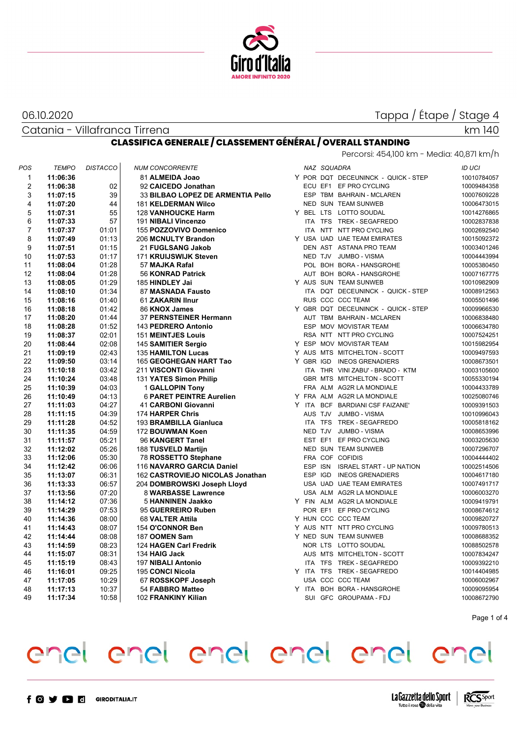06.10.2020

Tappa / Étape / Stage 4

Catania - Villafranca Tirrena

km 140

## CLASSIFICA GENERALE / CLASSEMENT GÉNÉRAL / OVERALL STANDING

Percorsi: 454,100 km - Media: 40,871 km/h

| POS | TEMPO | DISTACCO | NUM CONCORRENTE | | NAZ | SQUADRA | | ID UCI |
|---|---|---|---|---|---|---|---|---|
| 1 | **11:06:36** | | 81 **ALMEIDA Joao** | Y | POR | DQT | DECEUNINCK - QUICK - STEP | 10010784057 |
| 2 | **11:06:38** | 02 | 92 **CAICEDO Jonathan** | | ECU | EF1 | EF PRO CYCLING | 10009484358 |
| 3 | **11:07:15** | 39 | 33 **BILBAO LOPEZ DE ARMENTIA Pello** | | ESP | TBM | BAHRAIN - MCLAREN | 10007609228 |
| 4 | **11:07:20** | 44 | 181 **KELDERMAN Wilco** | | NED | SUN | TEAM SUNWEB | 10006473015 |
| 5 | **11:07:31** | 55 | 128 **VANHOUCKE Harm** | Y | BEL | LTS | LOTTO SOUDAL | 10014276865 |
| 6 | **11:07:33** | 57 | 191 **NIBALI Vincenzo** | | ITA | TFS | TREK - SEGAFREDO | 10002837838 |
| 7 | **11:07:37** | 01:01 | 155 **POZZOVIVO Domenico** | | ITA | NTT | NTT PRO CYCLING | 10002692540 |
| 8 | **11:07:49** | 01:13 | 206 **MCNULTY Brandon** | Y | USA | UAD | UAE TEAM EMIRATES | 10015092372 |
| 9 | **11:07:51** | 01:15 | 21 **FUGLSANG Jakob** | | DEN | AST | ASTANA PRO TEAM | 10003401246 |
| 10 | **11:07:53** | 01:17 | 171 **KRUIJSWIJK Steven** | | NED | TJV | JUMBO - VISMA | 10004443994 |
| 11 | **11:08:04** | 01:28 | 57 **MAJKA Rafal** | | POL | BOH | BORA - HANSGROHE | 10005380450 |
| 12 | **11:08:04** | 01:28 | 56 **KONRAD Patrick** | | AUT | BOH | BORA - HANSGROHE | 10007167775 |
| 13 | **11:08:05** | 01:29 | 185 **HINDLEY Jai** | Y | AUS | SUN | TEAM SUNWEB | 10010982909 |
| 14 | **11:08:10** | 01:34 | 87 **MASNADA Fausto** | | ITA | DQT | DECEUNINCK - QUICK - STEP | 10008912563 |
| 15 | **11:08:16** | 01:40 | 61 **ZAKARIN Ilnur** | | RUS | CCC | CCC TEAM | 10005501496 |
| 16 | **11:08:18** | 01:42 | 86 **KNOX James** | Y | GBR | DQT | DECEUNINCK - QUICK - STEP | 10009966530 |
| 17 | **11:08:20** | 01:44 | 37 **PERNSTEINER Hermann** | | AUT | TBM | BAHRAIN - MCLAREN | 10006838480 |
| 18 | **11:08:28** | 01:52 | 143 **PEDRERO Antonio** | | ESP | MOV | MOVISTAR TEAM | 10006634780 |
| 19 | **11:08:37** | 02:01 | 151 **MEINTJES Louis** | | RSA | NTT | NTT PRO CYCLING | 10007524251 |
| 20 | **11:08:44** | 02:08 | 145 **SAMITIER Sergio** | Y | ESP | MOV | MOVISTAR TEAM | 10015982954 |
| 21 | **11:09:19** | 02:43 | 135 **HAMILTON Lucas** | Y | AUS | MTS | MITCHELTON - SCOTT | 10009497593 |
| 22 | **11:09:50** | 03:14 | 165 **GEOGHEGAN HART Tao** | Y | GBR | IGD | INEOS GRENADIERS | 10008673501 |
| 23 | **11:10:18** | 03:42 | 211 **VISCONTI Giovanni** | | ITA | THR | VINI ZABU' - BRADO - KTM | 10003105600 |
| 24 | **11:10:24** | 03:48 | 131 **YATES Simon Philip** | | GBR | MTS | MITCHELTON - SCOTT | 10055330194 |
| 25 | **11:10:39** | 04:03 | 1 **GALLOPIN Tony** | | FRA | ALM | AG2R LA MONDIALE | 10004433789 |
| 26 | **11:10:49** | 04:13 | 6 **PARET PEINTRE Aurelien** | Y | FRA | ALM | AG2R LA MONDIALE | 10025080746 |
| 27 | **11:11:03** | 04:27 | 41 **CARBONI Giovanni** | Y | ITA | BCF | BARDIANI CSF FAIZANE' | 10009391503 |
| 28 | **11:11:15** | 04:39 | 174 **HARPER Chris** | | AUS | TJV | JUMBO - VISMA | 10010996043 |
| 29 | **11:11:28** | 04:52 | 193 **BRAMBILLA Gianluca** | | ITA | TFS | TREK - SEGAFREDO | 10005818162 |
| 30 | **11:11:35** | 04:59 | 172 **BOUWMAN Koen** | | NED | TJV | JUMBO - VISMA | 10008653996 |
| 31 | **11:11:57** | 05:21 | 96 **KANGERT Tanel** | | EST | EF1 | EF PRO CYCLING | 10003205630 |
| 32 | **11:12:02** | 05:26 | 188 **TUSVELD Martijn** | | NED | SUN | TEAM SUNWEB | 10007296707 |
| 33 | **11:12:06** | 05:30 | 78 **ROSSETTO Stephane** | | FRA | COF | COFIDIS | 10004444402 |
| 34 | **11:12:42** | 06:06 | 116 **NAVARRO GARCIA Daniel** | | ESP | ISN | ISRAEL START - UP NATION | 10002514506 |
| 35 | **11:13:07** | 06:31 | 162 **CASTROVIEJO NICOLAS Jonathan** | | ESP | IGD | INEOS GRENADIERS | 10004617180 |
| 36 | **11:13:33** | 06:57 | 204 **DOMBROWSKI Joseph Lloyd** | | USA | UAD | UAE TEAM EMIRATES | 10007491717 |
| 37 | **11:13:56** | 07:20 | 8 **WARBASSE Lawrence** | | USA | ALM | AG2R LA MONDIALE | 10006003270 |
| 38 | **11:14:12** | 07:36 | 5 **HANNINEN Jaakko** | Y | FIN | ALM | AG2R LA MONDIALE | 10009419791 |
| 39 | **11:14:29** | 07:53 | 95 **GUERREIRO Ruben** | | POR | EF1 | EF PRO CYCLING | 10008674612 |
| 40 | **11:14:36** | 08:00 | 68 **VALTER Attila** | Y | HUN | CCC | CCC TEAM | 10009820727 |
| 41 | **11:14:43** | 08:07 | 154 **O'CONNOR Ben** | Y | AUS | NTT | NTT PRO CYCLING | 10009780513 |
| 42 | **11:14:44** | 08:08 | 187 **OOMEN Sam** | Y | NED | SUN | TEAM SUNWEB | 10008688352 |
| 43 | **11:14:59** | 08:23 | 124 **HAGEN Carl Fredrik** | | NOR | LTS | LOTTO SOUDAL | 10088502578 |
| 44 | **11:15:07** | 08:31 | 134 **HAIG Jack** | | AUS | MTS | MITCHELTON - SCOTT | 10007834247 |
| 45 | **11:15:19** | 08:43 | 197 **NIBALI Antonio** | | ITA | TFS | TREK - SEGAFREDO | 10009392210 |
| 46 | **11:16:01** | 09:25 | 195 **CONCI Nicola** | Y | ITA | TFS | TREK - SEGAFREDO | 10014404985 |
| 47 | **11:17:05** | 10:29 | 67 **ROSSKOPF Joseph** | | USA | CCC | CCC TEAM | 10006002967 |
| 48 | **11:17:13** | 10:37 | 54 **FABBRO Matteo** | Y | ITA | BOH | BORA - HANSGROHE | 10009095954 |
| 49 | **11:17:34** | 10:58 | 102 **FRANKINY Kilian** | | SUI | GFC | GROUPAMA - FDJ | 10008672790 |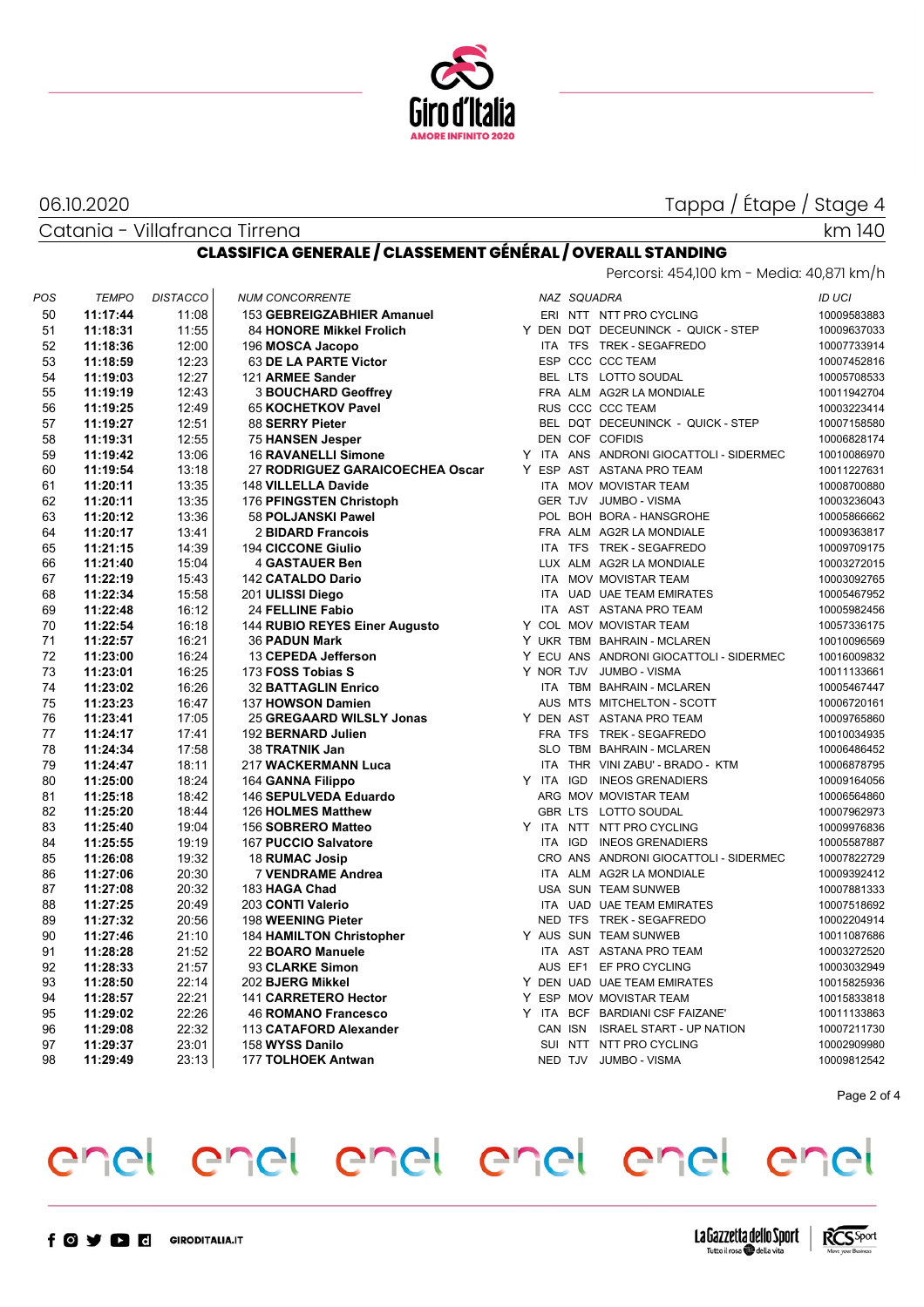06.10.2020

Tappa / Étape / Stage 4

Catania - Villafranca Tirrena

km 140

## CLASSIFICA GENERALE / CLASSEMENT GÉNÉRAL / OVERALL STANDING

Percorsi: 454,100 km - Media: 40,871 km/h

| POS | TEMPO | DISTACCO | NUM CONCORRENTE | | NAZ | SQUADRA | | ID UCI |
|---|---|---|---|---|---|---|---|---|
| 50 | **11:17:44** | 11:08 | 153 **GEBREIGZABHIER Amanuel** | | ERI | NTT | NTT PRO CYCLING | 10009583883 |
| 51 | **11:18:31** | 11:55 | 84 **HONORE Mikkel Frolich** | Y | DEN | DQT | DECEUNINCK - QUICK - STEP | 10009637033 |
| 52 | **11:18:36** | 12:00 | 196 **MOSCA Jacopo** | | ITA | TFS | TREK - SEGAFREDO | 10007733914 |
| 53 | **11:18:59** | 12:23 | 63 **DE LA PARTE Victor** | | ESP | CCC | CCC TEAM | 10007452816 |
| 54 | **11:19:03** | 12:27 | 121 **ARMEE Sander** | | BEL | LTS | LOTTO SOUDAL | 10005708533 |
| 55 | **11:19:19** | 12:43 | 3 **BOUCHARD Geoffrey** | | FRA | ALM | AG2R LA MONDIALE | 10011942704 |
| 56 | **11:19:25** | 12:49 | 65 **KOCHETKOV Pavel** | | RUS | CCC | CCC TEAM | 10003223414 |
| 57 | **11:19:27** | 12:51 | 88 **SERRY Pieter** | | BEL | DQT | DECEUNINCK - QUICK - STEP | 10007158580 |
| 58 | **11:19:31** | 12:55 | 75 **HANSEN Jesper** | | DEN | COF | COFIDIS | 10006828174 |
| 59 | **11:19:42** | 13:06 | 16 **RAVANELLI Simone** | Y | ITA | ANS | ANDRONI GIOCATTOLI - SIDERMEC | 10010086970 |
| 60 | **11:19:54** | 13:18 | 27 **RODRIGUEZ GARAICOECHEA Oscar** | Y | ESP | AST | ASTANA PRO TEAM | 10011227631 |
| 61 | **11:20:11** | 13:35 | 148 **VILLELLA Davide** | | ITA | MOV | MOVISTAR TEAM | 10008700880 |
| 62 | **11:20:11** | 13:35 | 176 **PFINGSTEN Christoph** | | GER | TJV | JUMBO - VISMA | 10003236043 |
| 63 | **11:20:12** | 13:36 | 58 **POLJANSKI Pawel** | | POL | BOH | BORA - HANSGROHE | 10005866662 |
| 64 | **11:20:17** | 13:41 | 2 **BIDARD Francois** | | FRA | ALM | AG2R LA MONDIALE | 10009363817 |
| 65 | **11:21:15** | 14:39 | 194 **CICCONE Giulio** | | ITA | TFS | TREK - SEGAFREDO | 10009709175 |
| 66 | **11:21:40** | 15:04 | 4 **GASTAUER Ben** | | LUX | ALM | AG2R LA MONDIALE | 10003272015 |
| 67 | **11:22:19** | 15:43 | 142 **CATALDO Dario** | | ITA | MOV | MOVISTAR TEAM | 10003092765 |
| 68 | **11:22:34** | 15:58 | 201 **ULISSI Diego** | | ITA | UAD | UAE TEAM EMIRATES | 10005467952 |
| 69 | **11:22:48** | 16:12 | 24 **FELLINE Fabio** | | ITA | AST | ASTANA PRO TEAM | 10005982456 |
| 70 | **11:22:54** | 16:18 | 144 **RUBIO REYES Einer Augusto** | Y | COL | MOV | MOVISTAR TEAM | 10057336175 |
| 71 | **11:22:57** | 16:21 | 36 **PADUN Mark** | Y | UKR | TBM | BAHRAIN - MCLAREN | 10010096569 |
| 72 | **11:23:00** | 16:24 | 13 **CEPEDA Jefferson** | Y | ECU | ANS | ANDRONI GIOCATTOLI - SIDERMEC | 10016009832 |
| 73 | **11:23:01** | 16:25 | 173 **FOSS Tobias S** | Y | NOR | TJV | JUMBO - VISMA | 10011133661 |
| 74 | **11:23:02** | 16:26 | 32 **BATTAGLIN Enrico** | | ITA | TBM | BAHRAIN - MCLAREN | 10005467447 |
| 75 | **11:23:23** | 16:47 | 137 **HOWSON Damien** | | AUS | MTS | MITCHELTON - SCOTT | 10006720161 |
| 76 | **11:23:41** | 17:05 | 25 **GREGAARD WILSLY Jonas** | Y | DEN | AST | ASTANA PRO TEAM | 10009765860 |
| 77 | **11:24:17** | 17:41 | 192 **BERNARD Julien** | | FRA | TFS | TREK - SEGAFREDO | 10010034935 |
| 78 | **11:24:34** | 17:58 | 38 **TRATNIK Jan** | | SLO | TBM | BAHRAIN - MCLAREN | 10006486452 |
| 79 | **11:24:47** | 18:11 | 217 **WACKERMANN Luca** | | ITA | THR | VINI ZABU' - BRADO - KTM | 10006878795 |
| 80 | **11:25:00** | 18:24 | 164 **GANNA Filippo** | Y | ITA | IGD | INEOS GRENADIERS | 10009164056 |
| 81 | **11:25:18** | 18:42 | 146 **SEPULVEDA Eduardo** | | ARG | MOV | MOVISTAR TEAM | 10006564860 |
| 82 | **11:25:20** | 18:44 | 126 **HOLMES Matthew** | | GBR | LTS | LOTTO SOUDAL | 10007962973 |
| 83 | **11:25:40** | 19:04 | 156 **SOBRERO Matteo** | Y | ITA | NTT | NTT PRO CYCLING | 10009976836 |
| 84 | **11:25:55** | 19:19 | 167 **PUCCIO Salvatore** | | ITA | IGD | INEOS GRENADIERS | 10005587887 |
| 85 | **11:26:08** | 19:32 | 18 **RUMAC Josip** | | CRO | ANS | ANDRONI GIOCATTOLI - SIDERMEC | 10007822729 |
| 86 | **11:27:06** | 20:30 | 7 **VENDRAME Andrea** | | ITA | ALM | AG2R LA MONDIALE | 10009392412 |
| 87 | **11:27:08** | 20:32 | 183 **HAGA Chad** | | USA | SUN | TEAM SUNWEB | 10007881333 |
| 88 | **11:27:25** | 20:49 | 203 **CONTI Valerio** | | ITA | UAD | UAE TEAM EMIRATES | 10007518692 |
| 89 | **11:27:32** | 20:56 | 198 **WEENING Pieter** | | NED | TFS | TREK - SEGAFREDO | 10002204914 |
| 90 | **11:27:46** | 21:10 | 184 **HAMILTON Christopher** | Y | AUS | SUN | TEAM SUNWEB | 10011087686 |
| 91 | **11:28:28** | 21:52 | 22 **BOARO Manuele** | | ITA | AST | ASTANA PRO TEAM | 10003272520 |
| 92 | **11:28:33** | 21:57 | 93 **CLARKE Simon** | | AUS | EF1 | EF PRO CYCLING | 10003032949 |
| 93 | **11:28:50** | 22:14 | 202 **BJERG Mikkel** | Y | DEN | UAD | UAE TEAM EMIRATES | 10015825936 |
| 94 | **11:28:57** | 22:21 | 141 **CARRETERO Hector** | Y | ESP | MOV | MOVISTAR TEAM | 10015833818 |
| 95 | **11:29:02** | 22:26 | 46 **ROMANO Francesco** | Y | ITA | BCF | BARDIANI CSF FAIZANE' | 10011133863 |
| 96 | **11:29:08** | 22:32 | 113 **STRATFORD Alexander** | | CAN | ISN | ISRAEL START - UP NATION | 10007211730 |
| 97 | **11:29:37** | 23:01 | 158 **WYSS Danilo** | | SUI | NTT | NTT PRO CYCLING | 10002909980 |
| 98 | **11:29:49** | 23:13 | 177 **TOLHOEK Antwan** | | NED | TJV | JUMBO - VISMA | 10009812542 |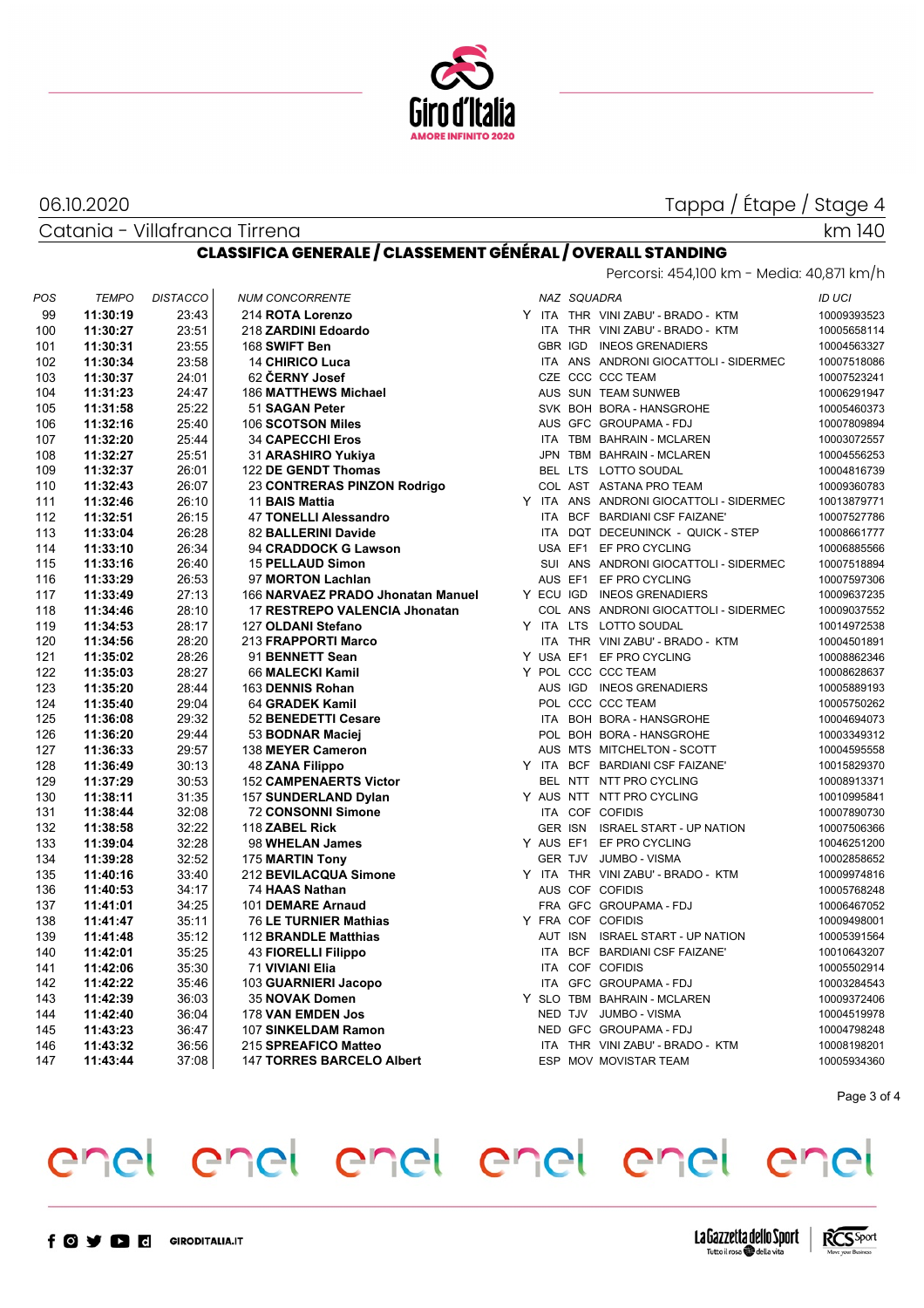06.10.2020

Tappa / Étape / Stage 4

Catania - Villafranca Tirrena

km 140

## CLASSIFICA GENERALE / CLASSEMENT GÉNÉRAL / OVERALL STANDING

Percorsi: 454,100 km - Media: 40,871 km/h

| POS | TEMPO | DISTACCO | NUM CONCORRENTE | | NAZ | SQUADRA | | ID UCI |
|---|---|---|---|---|---|---|---|---|
| 99 | **11:30:19** | 23:43 | 214 **ROTA Lorenzo** | Y | ITA | THR | VINI ZABU' - BRADO - KTM | 10009393523 |
| 100 | **11:30:27** | 23:51 | 218 **ZARDINI Edoardo** | | ITA | THR | VINI ZABU' - BRADO - KTM | 10005658114 |
| 101 | **11:30:31** | 23:55 | 168 **SWIFT Ben** | | GBR | IGD | INEOS GRENADIERS | 10004563327 |
| 102 | **11:30:34** | 23:58 | 14 **CHIRICO Luca** | | ITA | ANS | ANDRONI GIOCATTOLI - SIDERMEC | 10007518086 |
| 103 | **11:30:37** | 24:01 | 62 **ČERNY Josef** | | CZE | CCC | CCC TEAM | 10007523241 |
| 104 | **11:31:23** | 24:47 | 186 **MATTHEWS Michael** | | AUS | SUN | TEAM SUNWEB | 10006291947 |
| 105 | **11:31:58** | 25:22 | 51 **SAGAN Peter** | | SVK | BOH | BORA - HANSGROHE | 10005460373 |
| 106 | **11:32:16** | 25:40 | 106 **SCOTSON Miles** | | AUS | GFC | GROUPAMA - FDJ | 10007809894 |
| 107 | **11:32:20** | 25:44 | 34 **CAPECCHI Eros** | | ITA | TBM | BAHRAIN - MCLAREN | 10003072557 |
| 108 | **11:32:27** | 25:51 | 31 **ARASHIRO Yukiya** | | JPN | TBM | BAHRAIN - MCLAREN | 10004556253 |
| 109 | **11:32:37** | 26:01 | 122 **DE GENDT Thomas** | | BEL | LTS | LOTTO SOUDAL | 10004816739 |
| 110 | **11:32:43** | 26:07 | 23 **CONTRERAS PINZON Rodrigo** | | COL | AST | ASTANA PRO TEAM | 10009360783 |
| 111 | **11:32:46** | 26:10 | 11 **BAIS Mattia** | Y | ITA | ANS | ANDRONI GIOCATTOLI - SIDERMEC | 10013879771 |
| 112 | **11:32:51** | 26:15 | 47 **TONELLI Alessandro** | | ITA | BCF | BARDIANI CSF FAIZANE' | 10007527786 |
| 113 | **11:33:04** | 26:28 | 82 **BALLERINI Davide** | | ITA | DQT | DECEUNINCK - QUICK - STEP | 10008661777 |
| 114 | **11:33:10** | 26:34 | 94 **CRADDOCK G Lawson** | | USA | EF1 | EF PRO CYCLING | 10006885566 |
| 115 | **11:33:16** | 26:40 | 15 **PELLAUD Simon** | | SUI | ANS | ANDRONI GIOCATTOLI - SIDERMEC | 10007518894 |
| 116 | **11:33:29** | 26:53 | 97 **MORTON Lachlan** | | AUS | EF1 | EF PRO CYCLING | 10007597306 |
| 117 | **11:33:49** | 27:13 | 166 **NARVAEZ PRADO Jhonatan Manuel** | Y | ECU | IGD | INEOS GRENADIERS | 10009637235 |
| 118 | **11:34:46** | 28:10 | 17 **RESTREPO VALENCIA Jhonatan** | | COL | ANS | ANDRONI GIOCATTOLI - SIDERMEC | 10009037552 |
| 119 | **11:34:53** | 28:17 | 127 **OLDANI Stefano** | Y | ITA | LTS | LOTTO SOUDAL | 10014972538 |
| 120 | **11:34:56** | 28:20 | 213 **FRAPPORTI Marco** | | ITA | THR | VINI ZABU' - BRADO - KTM | 10004501891 |
| 121 | **11:35:02** | 28:26 | 91 **BENNETT Sean** | Y | USA | EF1 | EF PRO CYCLING | 10008862346 |
| 122 | **11:35:03** | 28:27 | 66 **MALECKI Kamil** | Y | POL | CCC | CCC TEAM | 10008628637 |
| 123 | **11:35:20** | 28:44 | 163 **DENNIS Rohan** | | AUS | IGD | INEOS GRENADIERS | 10005889193 |
| 124 | **11:35:40** | 29:04 | 64 **GRADEK Kamil** | | POL | CCC | CCC TEAM | 10005750262 |
| 125 | **11:36:08** | 29:32 | 52 **BENEDETTI Cesare** | | ITA | BOH | BORA - HANSGROHE | 10004694073 |
| 126 | **11:36:20** | 29:44 | 53 **BODNAR Maciej** | | POL | BOH | BORA - HANSGROHE | 10003349312 |
| 127 | **11:36:33** | 29:57 | 138 **MEYER Cameron** | | AUS | MTS | MITCHELTON - SCOTT | 10004595558 |
| 128 | **11:36:49** | 30:13 | 48 **ZANA Filippo** | Y | ITA | BCF | BARDIANI CSF FAIZANE' | 10015829370 |
| 129 | **11:37:29** | 30:53 | 152 **CAMPENAERTS Victor** | | BEL | NTT | NTT PRO CYCLING | 10008913371 |
| 130 | **11:38:11** | 31:35 | 157 **SUNDERLAND Dylan** | Y | AUS | NTT | NTT PRO CYCLING | 10010995841 |
| 131 | **11:38:44** | 32:08 | 72 **CONSONNI Simone** | | ITA | COF | COFIDIS | 10007890730 |
| 132 | **11:38:58** | 32:22 | 118 **ZABEL Rick** | | GER | ISN | ISRAEL START - UP NATION | 10007506366 |
| 133 | **11:39:04** | 32:28 | 98 **WHELAN James** | Y | AUS | EF1 | EF PRO CYCLING | 10046251200 |
| 134 | **11:39:28** | 32:52 | 175 **MARTIN Tony** | | GER | TJV | JUMBO - VISMA | 10002858652 |
| 135 | **11:40:16** | 33:40 | 212 **BEVILACQUA Simone** | Y | ITA | THR | VINI ZABU' - BRADO - KTM | 10009974816 |
| 136 | **11:40:53** | 34:17 | 74 **HAAS Nathan** | | AUS | COF | COFIDIS | 10005768248 |
| 137 | **11:41:01** | 34:25 | 101 **DEMARE Arnaud** | | FRA | GFC | GROUPAMA - FDJ | 10006467052 |
| 138 | **11:41:47** | 35:11 | 76 **LE TURNIER Mathias** | Y | FRA | COF | COFIDIS | 10009498001 |
| 139 | **11:41:48** | 35:12 | 112 **BRANDLE Matthias** | | AUT | ISN | ISRAEL START - UP NATION | 10005391564 |
| 140 | **11:42:01** | 35:25 | 43 **FIORELLI Filippo** | | ITA | BCF | BARDIANI CSF FAIZANE' | 10010643207 |
| 141 | **11:42:06** | 35:30 | 71 **VIVIANI Elia** | | ITA | COF | COFIDIS | 10005502914 |
| 142 | **11:42:22** | 35:46 | 103 **GUARNIERI Jacopo** | | ITA | GFC | GROUPAMA - FDJ | 10003284543 |
| 143 | **11:42:39** | 36:03 | 35 **NOVAK Domen** | Y | SLO | TBM | BAHRAIN - MCLAREN | 10009372406 |
| 144 | **11:42:40** | 36:04 | 178 **VAN EMDEN Jos** | | NED | TJV | JUMBO - VISMA | 10004519978 |
| 145 | **11:43:23** | 36:47 | 107 **SINKELDAM Ramon** | | NED | GFC | GROUPAMA - FDJ | 10004798248 |
| 146 | **11:43:32** | 36:56 | 215 **SPREAFICO Matteo** | | ITA | THR | VINI ZABU' - BRADO - KTM | 10008198201 |
| 147 | **11:43:44** | 37:08 | 147 **TORRES BARCELO Albert** | | ESP | MOV | MOVISTAR TEAM | 10005934360 |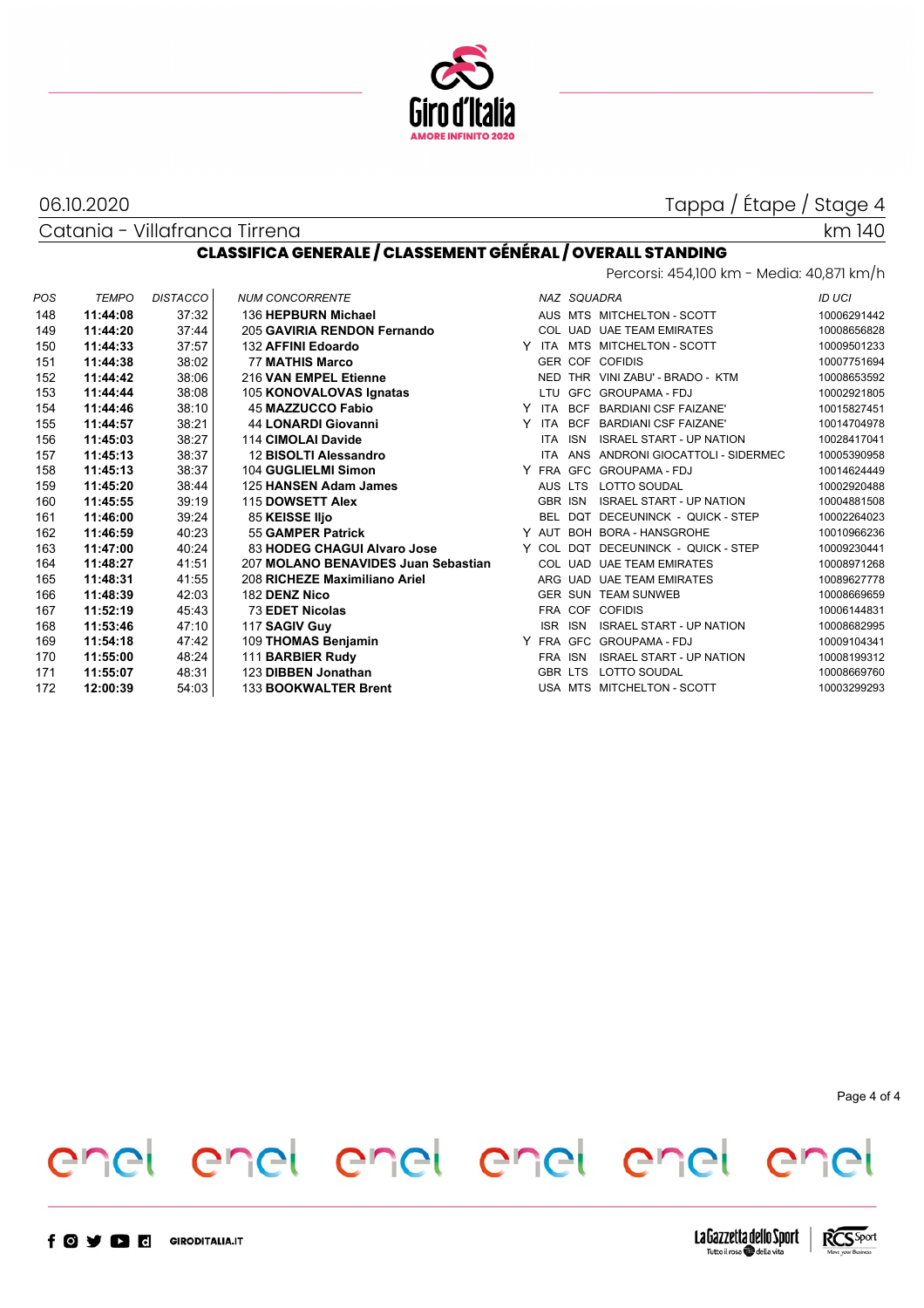06.10.2020

Tappa / Étape / Stage 4

Catania - Villafranca Tirrena

km 140

## CLASSIFICA GENERALE / CLASSEMENT GÉNÉRAL / OVERALL STANDING

Percorsi: 454,100 km - Media: 40,871 km/h

| POS | TEMPO | DISTACCO | NUM CONCORRENTE | | NAZ | SQUADRA | | ID UCI |
|---|---|---|---|---|---|---|---|---|
| 148 | **11:44:08** | 37:32 | 136 **HEPBURN Michael** | | AUS | MTS | MITCHELTON - SCOTT | 10006291442 |
| 149 | **11:44:20** | 37:44 | 205 **GAVIRIA RENDON Fernando** | | COL | UAD | UAE TEAM EMIRATES | 10008656828 |
| 150 | **11:44:33** | 37:57 | 132 **AFFINI Edoardo** | Y | ITA | MTS | MITCHELTON - SCOTT | 10009501233 |
| 151 | **11:44:38** | 38:02 | 77 **MATHIS Marco** | | GER | COF | COFIDIS | 10007751694 |
| 152 | **11:44:42** | 38:06 | 216 **VAN EMPEL Etienne** | | NED | THR | VINI ZABU' - BRADO - KTM | 10008653592 |
| 153 | **11:44:44** | 38:08 | 105 **KONOVALOVAS Ignatas** | | LTU | GFC | GROUPAMA - FDJ | 10002921805 |
| 154 | **11:44:46** | 38:10 | 45 **MAZZUCCO Fabio** | Y | ITA | BCF | BARDIANI CSF FAIZANE' | 10015827451 |
| 155 | **11:44:57** | 38:21 | 44 **LONARDI Giovanni** | Y | ITA | BCF | BARDIANI CSF FAIZANE' | 10014704978 |
| 156 | **11:45:03** | 38:27 | 114 **CIMOLAI Davide** | | ITA | ISN | ISRAEL START - UP NATION | 10028417041 |
| 157 | **11:45:13** | 38:37 | 12 **BISOLTI Alessandro** | | ITA | ANS | ANDRONI GIOCATTOLI - SIDERMEC | 10005390958 |
| 158 | **11:45:13** | 38:37 | 104 **GUGLIELMI Simon** | Y | FRA | GFC | GROUPAMA - FDJ | 10014624449 |
| 159 | **11:45:20** | 38:44 | 125 **HANSEN Adam James** | | AUS | LTS | LOTTO SOUDAL | 10002920488 |
| 160 | **11:45:55** | 39:19 | 115 **DOWSETT Alex** | | GBR | ISN | ISRAEL START - UP NATION | 10004881508 |
| 161 | **11:46:00** | 39:24 | 85 **KEISSE Iljo** | | BEL | DQT | DECEUNINCK - QUICK - STEP | 10002264023 |
| 162 | **11:46:59** | 40:23 | 55 **GAMPER Patrick** | Y | AUT | BOH | BORA - HANSGROHE | 10010966236 |
| 163 | **11:47:00** | 40:24 | 83 **HODEG CHAGUI Alvaro Jose** | Y | COL | DQT | DECEUNINCK - QUICK - STEP | 10009230441 |
| 164 | **11:48:27** | 41:51 | 207 **MOLANO BENAVIDES Juan Sebastian** | | COL | UAD | UAE TEAM EMIRATES | 10008971268 |
| 165 | **11:48:31** | 41:55 | 208 **RICHEZE Maximiliano Ariel** | | ARG | UAD | UAE TEAM EMIRATES | 10089627778 |
| 166 | **11:48:39** | 42:03 | 182 **DENZ Nico** | | GER | SUN | TEAM SUNWEB | 10008669659 |
| 167 | **11:52:19** | 45:43 | 73 **EDET Nicolas** | | FRA | COF | COFIDIS | 10006144831 |
| 168 | **11:53:46** | 47:10 | 117 **SAGIV Guy** | | ISR | ISN | ISRAEL START - UP NATION | 10008682995 |
| 169 | **11:54:18** | 47:42 | 109 **THOMAS Benjamin** | Y | FRA | GFC | GROUPAMA - FDJ | 10009104341 |
| 170 | **11:55:00** | 48:24 | 111 **BARBIER Rudy** | | FRA | ISN | ISRAEL START - UP NATION | 10008199312 |
| 171 | **11:55:07** | 48:31 | 123 **DIBBEN Jonathan** | | GBR | LTS | LOTTO SOUDAL | 10008669760 |
| 172 | **12:00:39** | 54:03 | 133 **BOOKWALTER Brent** | | USA | MTS | MITCHELTON - SCOTT | 10003299293 |